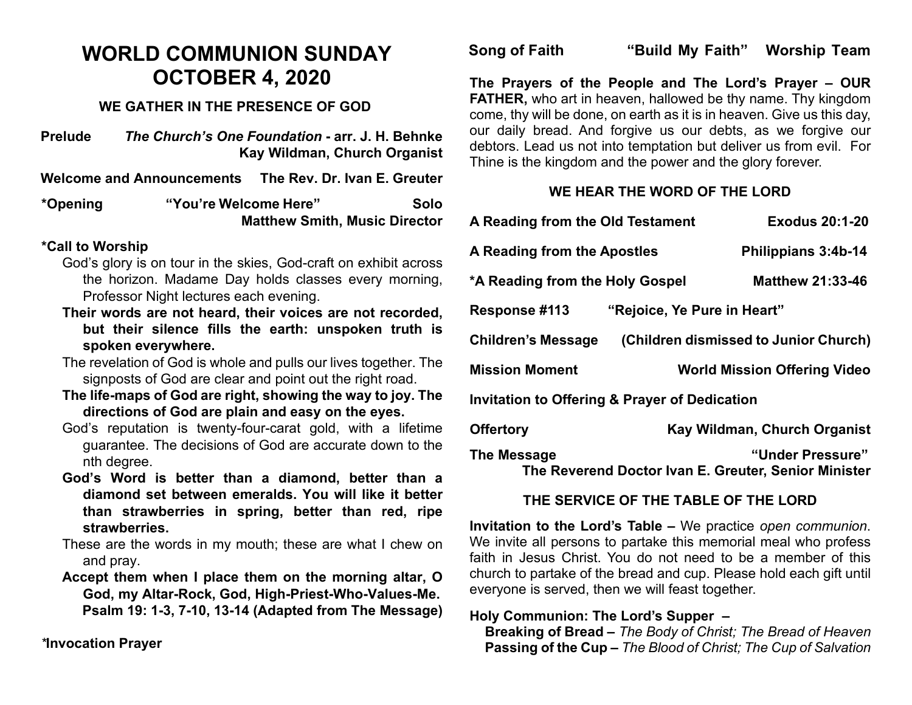# WORLD COMMUNION SUNDAY
# OCTOBER 4, 2020

## WE GATHER IN THE PRESENCE OF GOD

**Prelude** *The Church's One Foundation* **- arr. J. H. Behnke**
**Kay Wildman, Church Organist**

**Welcome and Announcements The Rev. Dr. Ivan E. Greuter**

**\*Opening "You're Welcome Here" Solo**
**Matthew Smith, Music Director**

**\*Call to Worship**

God's glory is on tour in the skies, God-craft on exhibit across the horizon. Madame Day holds classes every morning, Professor Night lectures each evening.

**Their words are not heard, their voices are not recorded, but their silence fills the earth: unspoken truth is spoken everywhere.**

The revelation of God is whole and pulls our lives together. The signposts of God are clear and point out the right road.

**The life-maps of God are right, showing the way to joy. The directions of God are plain and easy on the eyes.**

God's reputation is twenty-four-carat gold, with a lifetime guarantee. The decisions of God are accurate down to the nth degree.

**God's Word is better than a diamond, better than a diamond set between emeralds. You will like it better than strawberries in spring, better than red, ripe strawberries.**

These are the words in my mouth; these are what I chew on and pray.

**Accept them when I place them on the morning altar, O God, my Altar-Rock, God, High-Priest-Who-Values-Me.**
**Psalm 19: 1-3, 7-10, 13-14 (Adapted from The Message)**

**\*Invocation Prayer**

**Song of Faith "Build My Faith" Worship Team**

**The Prayers of the People and The Lord's Prayer – OUR FATHER,** who art in heaven, hallowed be thy name. Thy kingdom come, thy will be done, on earth as it is in heaven. Give us this day, our daily bread. And forgive us our debts, as we forgive our debtors. Lead us not into temptation but deliver us from evil. For Thine is the kingdom and the power and the glory forever.

## WE HEAR THE WORD OF THE LORD

**A Reading from the Old Testament Exodus 20:1-20**

**A Reading from the Apostles Philippians 3:4b-14**

**\*A Reading from the Holy Gospel Matthew 21:33-46**

**Response #113 "Rejoice, Ye Pure in Heart"**

**Children's Message (Children dismissed to Junior Church)**

**Mission Moment World Mission Offering Video**

**Invitation to Offering & Prayer of Dedication**

**Offertory Kay Wildman, Church Organist**

**The Message "Under Pressure"**
**The Reverend Doctor Ivan E. Greuter, Senior Minister**

## THE SERVICE OF THE TABLE OF THE LORD

**Invitation to the Lord's Table –** We practice *open communion*. We invite all persons to partake this memorial meal who profess faith in Jesus Christ. You do not need to be a member of this church to partake of the bread and cup. Please hold each gift until everyone is served, then we will feast together.

**Holy Communion: The Lord's Supper –**

**Breaking of Bread –** *The Body of Christ; The Bread of Heaven*
**Passing of the Cup –** *The Blood of Christ; The Cup of Salvation*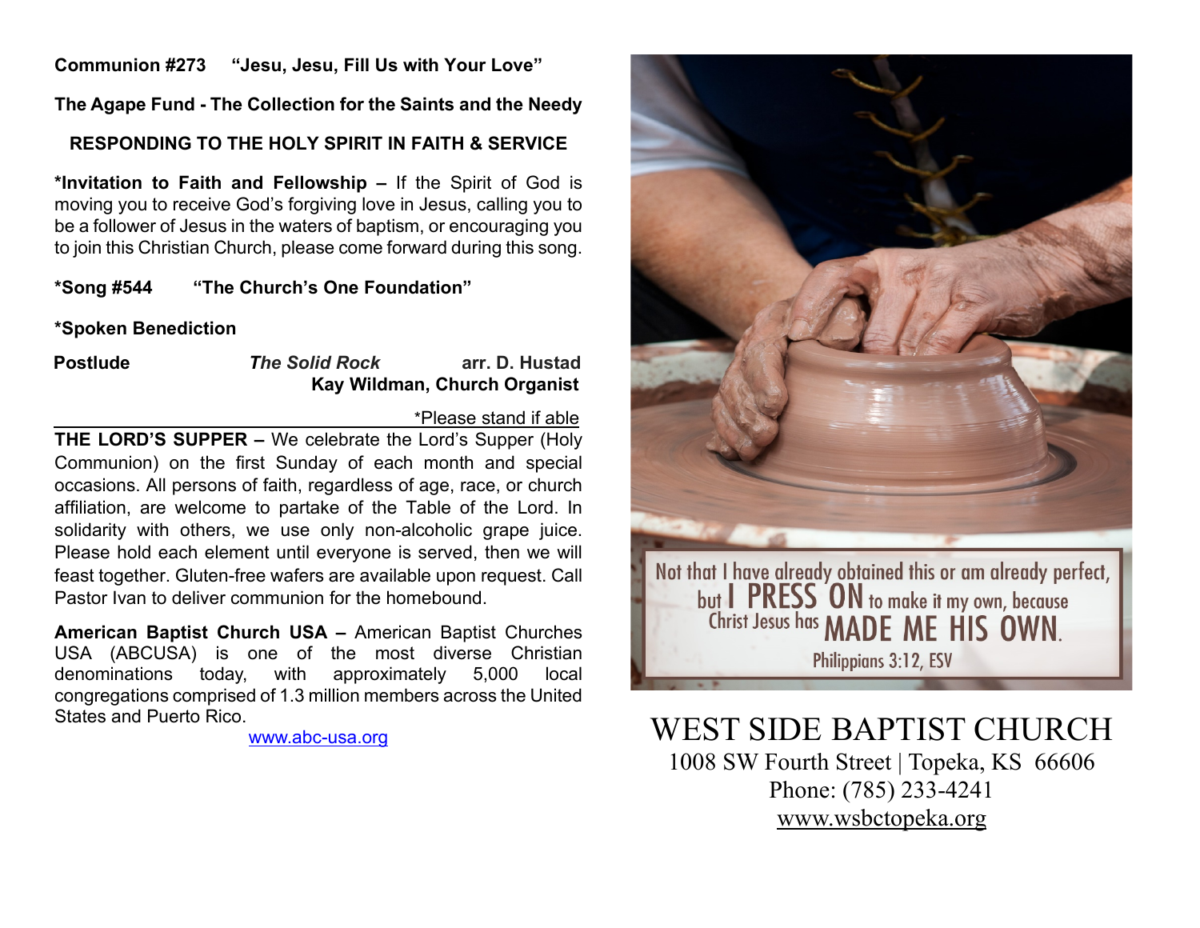**Communion #273 “Jesu, Jesu, Fill Us with Your Love”**

**The Agape Fund - The Collection for the Saints and the Needy**

**RESPONDING TO THE HOLY SPIRIT IN FAITH & SERVICE**

**\*Invitation to Faith and Fellowship –** If the Spirit of God is moving you to receive God’s forgiving love in Jesus, calling you to be a follower of Jesus in the waters of baptism, or encouraging you to join this Christian Church, please come forward during this song.

**\*Song #544 “The Church’s One Foundation”**

**\*Spoken Benediction**

**Postlude** ***The Solid Rock*** **arr. D. Hustad**
**Kay Wildman, Church Organist**

*Please stand if able

**THE LORD’S SUPPER –** We celebrate the Lord’s Supper (Holy Communion) on the first Sunday of each month and special occasions. All persons of faith, regardless of age, race, or church affiliation, are welcome to partake of the Table of the Lord. In solidarity with others, we use only non-alcoholic grape juice. Please hold each element until everyone is served, then we will feast together. Gluten-free wafers are available upon request. Call Pastor Ivan to deliver communion for the homebound.

**American Baptist Church USA –** American Baptist Churches USA (ABCUSA) is one of the most diverse Christian denominations today, with approximately 5,000 local congregations comprised of 1.3 million members across the United States and Puerto Rico.

www.abc-usa.org

Not that I have already obtained this or am already perfect, but I PRESS ON to make it my own, because Christ Jesus has MADE ME HIS OWN.

Philippians 3:12, ESV

# WEST SIDE BAPTIST CHURCH

1008 SW Fourth Street | Topeka, KS 66606
Phone: (785) 233-4241
www.wsbctopeka.org